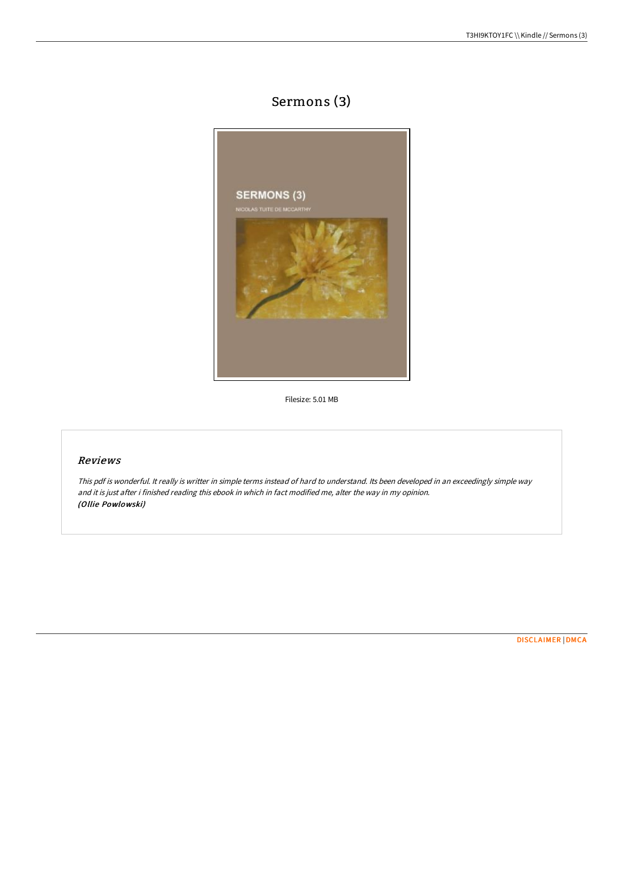# Sermons (3)

Filesize: 5.01 MB

## *Reviews*

*This pdf is wonderful. It really is writter in simple terms instead of hard to understand. Its been developed in an exceedingly simple way and it is just after i finished reading this ebook in which in fact modified me, alter the way in my opinion.*
***(Ollie Powlowski)***

DISCLAIMER | DMCA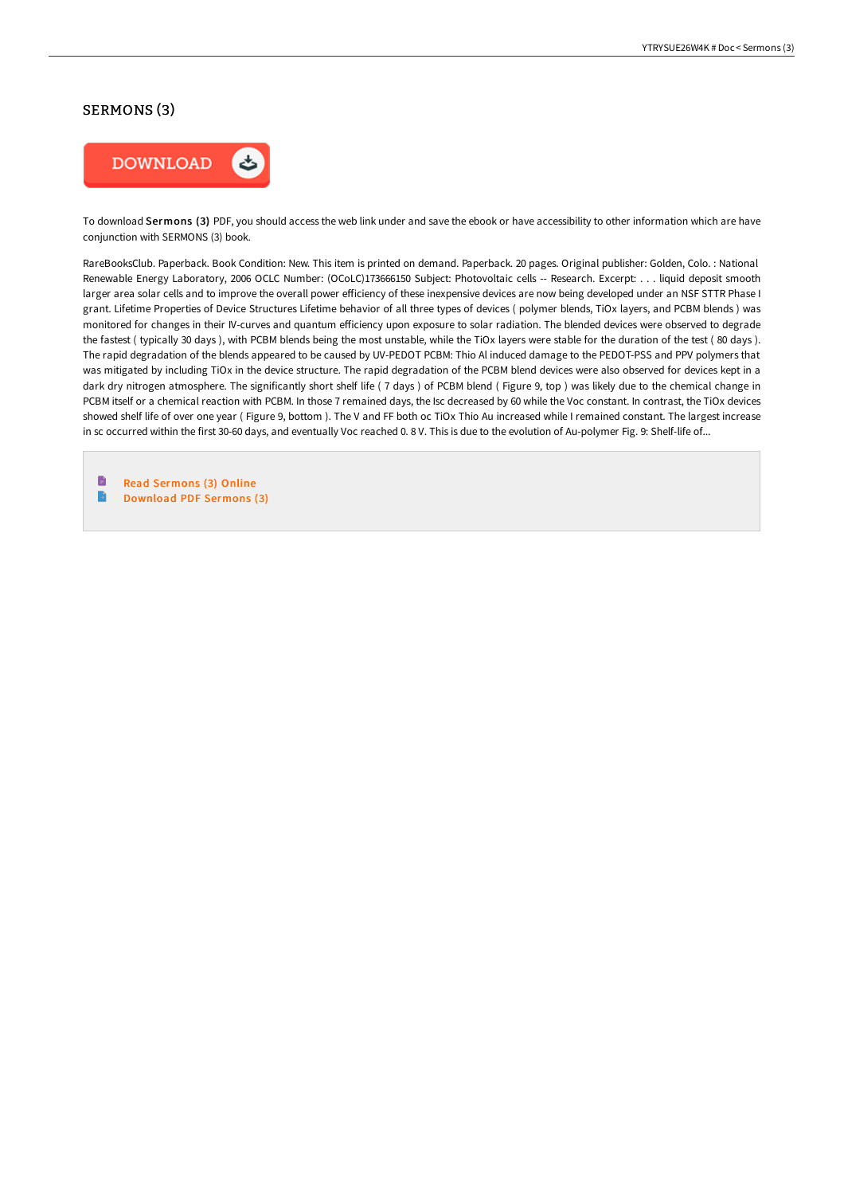## SERMONS (3)

DOWNLOAD

To download **Sermons (3)** PDF, you should access the web link under and save the ebook or have accessibility to other information which are have conjunction with SERMONS (3) book.

RareBooksClub. Paperback. Book Condition: New. This item is printed on demand. Paperback. 20 pages. Original publisher: Golden, Colo. : National Renewable Energy Laboratory, 2006 OCLC Number: (OCoLC)173666150 Subject: Photovoltaic cells -- Research. Excerpt: . . . liquid deposit smooth larger area solar cells and to improve the overall power efficiency of these inexpensive devices are now being developed under an NSF STTR Phase I grant. Lifetime Properties of Device Structures Lifetime behavior of all three types of devices ( polymer blends, TiOx layers, and PCBM blends ) was monitored for changes in their IV-curves and quantum efficiency upon exposure to solar radiation. The blended devices were observed to degrade the fastest ( typically 30 days ), with PCBM blends being the most unstable, while the TiOx layers were stable for the duration of the test ( 80 days ). The rapid degradation of the blends appeared to be caused by UV-PEDOT PCBM: Thio Al induced damage to the PEDOT-PSS and PPV polymers that was mitigated by including TiOx in the device structure. The rapid degradation of the PCBM blend devices were also observed for devices kept in a dark dry nitrogen atmosphere. The significantly short shelf life ( 7 days ) of PCBM blend ( Figure 9, top ) was likely due to the chemical change in PCBM itself or a chemical reaction with PCBM. In those 7 remained days, the Isc decreased by 60 while the Voc constant. In contrast, the TiOx devices showed shelf life of over one year ( Figure 9, bottom ). The V and FF both oc TiOx Thio Au increased while I remained constant. The largest increase in sc occurred within the first 30-60 days, and eventually Voc reached 0. 8 V. This is due to the evolution of Au-polymer Fig. 9: Shelf-life of...

- Read Sermons (3) Online
- Download PDF Sermons (3)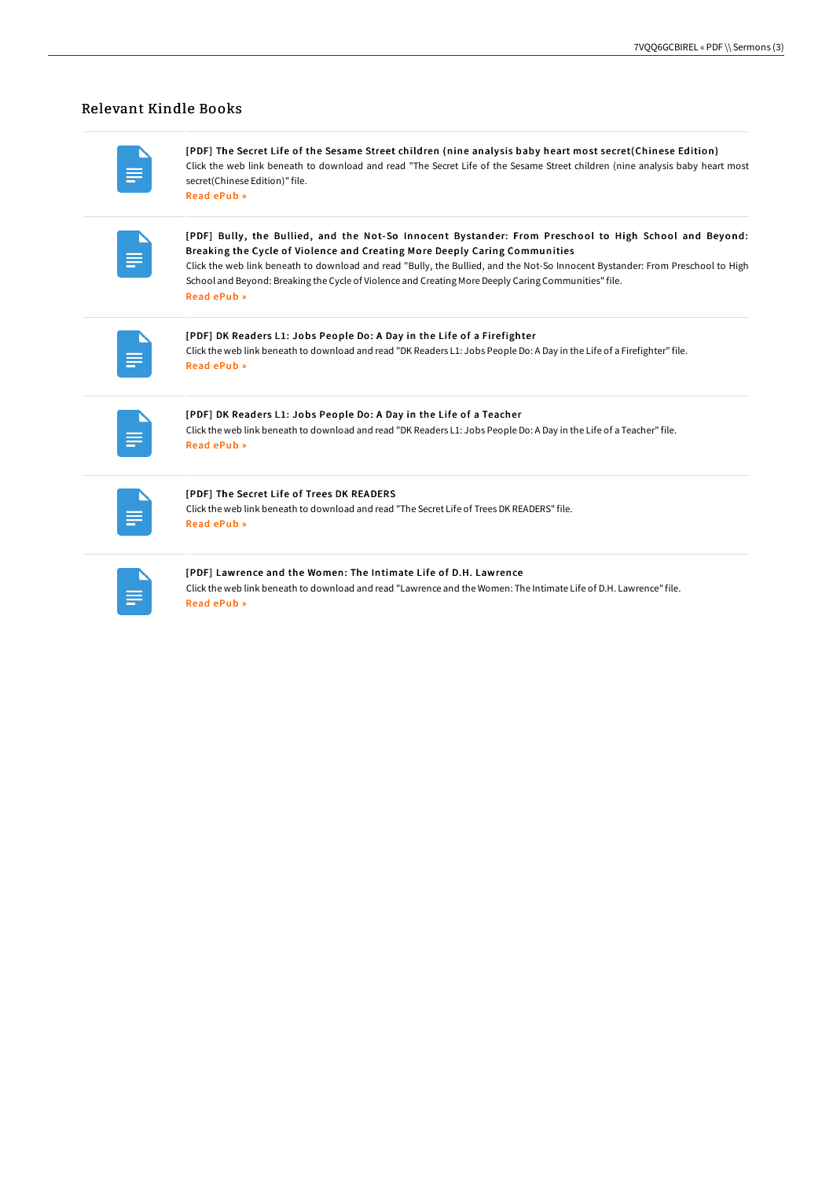## Relevant Kindle Books

**[PDF] The Secret Life of the Sesame Street children (nine analysis baby heart most secret(Chinese Edition)**

Click the web link beneath to download and read "The Secret Life of the Sesame Street children (nine analysis baby heart most secret(Chinese Edition)" file.

Read ePub »

**[PDF] Bully, the Bullied, and the Not-So Innocent Bystander: From Preschool to High School and Beyond: Breaking the Cycle of Violence and Creating More Deeply Caring Communities**

Click the web link beneath to download and read "Bully, the Bullied, and the Not-So Innocent Bystander: From Preschool to High School and Beyond: Breaking the Cycle of Violence and Creating More Deeply Caring Communities" file.

Read ePub »

**[PDF] DK Readers L1: Jobs People Do: A Day in the Life of a Firefighter**

Click the web link beneath to download and read "DK Readers L1: Jobs People Do: A Day in the Life of a Firefighter" file.

Read ePub »

**[PDF] DK Readers L1: Jobs People Do: A Day in the Life of a Teacher**

Click the web link beneath to download and read "DK Readers L1: Jobs People Do: A Day in the Life of a Teacher" file.

Read ePub »

**[PDF] The Secret Life of Trees DK READERS**

Click the web link beneath to download and read "The Secret Life of Trees DK READERS" file.

Read ePub »

**[PDF] Lawrence and the Women: The Intimate Life of D.H. Lawrence**

Click the web link beneath to download and read "Lawrence and the Women: The Intimate Life of D.H. Lawrence" file.

Read ePub »